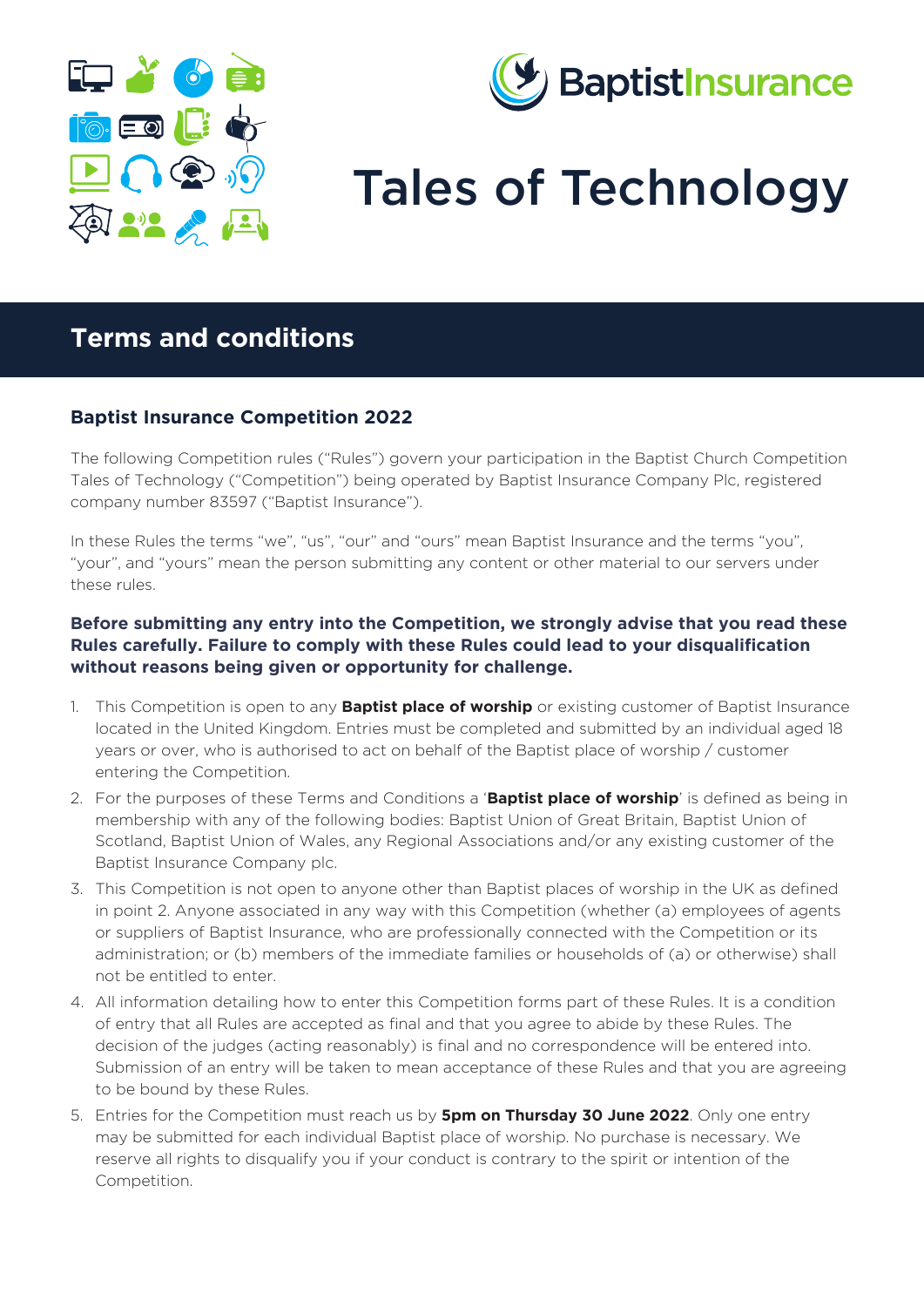BaptistInsurance

# Tales of Technology

## Terms and conditions

### Baptist Insurance Competition 2022

The following Competition rules ("Rules") govern your participation in the Baptist Church Competition Tales of Technology ("Competition") being operated by Baptist Insurance Company Plc, registered company number 83597 ("Baptist Insurance").

In these Rules the terms "we", "us", "our" and "ours" mean Baptist Insurance and the terms "you", "your", and "yours" mean the person submitting any content or other material to our servers under these rules.

**Before submitting any entry into the Competition, we strongly advise that you read these Rules carefully. Failure to comply with these Rules could lead to your disqualification without reasons being given or opportunity for challenge.**

1. This Competition is open to any **Baptist place of worship** or existing customer of Baptist Insurance located in the United Kingdom. Entries must be completed and submitted by an individual aged 18 years or over, who is authorised to act on behalf of the Baptist place of worship / customer entering the Competition.
2. For the purposes of these Terms and Conditions a '**Baptist place of worship**' is defined as being in membership with any of the following bodies: Baptist Union of Great Britain, Baptist Union of Scotland, Baptist Union of Wales, any Regional Associations and/or any existing customer of the Baptist Insurance Company plc.
3. This Competition is not open to anyone other than Baptist places of worship in the UK as defined in point 2. Anyone associated in any way with this Competition (whether (a) employees of agents or suppliers of Baptist Insurance, who are professionally connected with the Competition or its administration; or (b) members of the immediate families or households of (a) or otherwise) shall not be entitled to enter.
4. All information detailing how to enter this Competition forms part of these Rules. It is a condition of entry that all Rules are accepted as final and that you agree to abide by these Rules. The decision of the judges (acting reasonably) is final and no correspondence will be entered into. Submission of an entry will be taken to mean acceptance of these Rules and that you are agreeing to be bound by these Rules.
5. Entries for the Competition must reach us by **5pm on Thursday 30 June 2022**. Only one entry may be submitted for each individual Baptist place of worship. No purchase is necessary. We reserve all rights to disqualify you if your conduct is contrary to the spirit or intention of the Competition.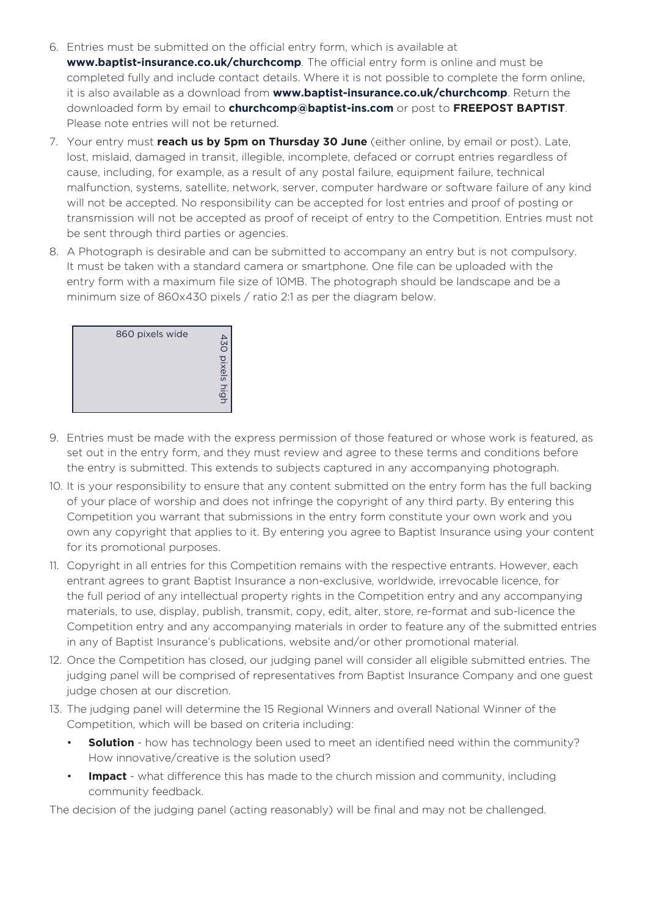6. Entries must be submitted on the official entry form, which is available at **www.baptist-insurance.co.uk/churchcomp**. The official entry form is online and must be completed fully and include contact details. Where it is not possible to complete the form online, it is also available as a download from **www.baptist-insurance.co.uk/churchcomp**. Return the downloaded form by email to **churchcomp@baptist-ins.com** or post to **FREEPOST BAPTIST**. Please note entries will not be returned.
7. Your entry must **reach us by 5pm on Thursday 30 June** (either online, by email or post). Late, lost, mislaid, damaged in transit, illegible, incomplete, defaced or corrupt entries regardless of cause, including, for example, as a result of any postal failure, equipment failure, technical malfunction, systems, satellite, network, server, computer hardware or software failure of any kind will not be accepted. No responsibility can be accepted for lost entries and proof of posting or transmission will not be accepted as proof of receipt of entry to the Competition. Entries must not be sent through third parties or agencies.
8. A Photograph is desirable and can be submitted to accompany an entry but is not compulsory. It must be taken with a standard camera or smartphone. One file can be uploaded with the entry form with a maximum file size of 10MB. The photograph should be landscape and be a minimum size of 860x430 pixels / ratio 2:1 as per the diagram below.

860 pixels wide

430 pixels high

9. Entries must be made with the express permission of those featured or whose work is featured, as set out in the entry form, and they must review and agree to these terms and conditions before the entry is submitted. This extends to subjects captured in any accompanying photograph.
10. It is your responsibility to ensure that any content submitted on the entry form has the full backing of your place of worship and does not infringe the copyright of any third party. By entering this Competition you warrant that submissions in the entry form constitute your own work and you own any copyright that applies to it. By entering you agree to Baptist Insurance using your content for its promotional purposes.
11. Copyright in all entries for this Competition remains with the respective entrants. However, each entrant agrees to grant Baptist Insurance a non-exclusive, worldwide, irrevocable licence, for the full period of any intellectual property rights in the Competition entry and any accompanying materials, to use, display, publish, transmit, copy, edit, alter, store, re-format and sub-licence the Competition entry and any accompanying materials in order to feature any of the submitted entries in any of Baptist Insurance's publications, website and/or other promotional material.
12. Once the Competition has closed, our judging panel will consider all eligible submitted entries. The judging panel will be comprised of representatives from Baptist Insurance Company and one guest judge chosen at our discretion.
13. The judging panel will determine the 15 Regional Winners and overall National Winner of the Competition, which will be based on criteria including:
    - **Solution** - how has technology been used to meet an identified need within the community? How innovative/creative is the solution used?
    - **Impact** - what difference this has made to the church mission and community, including community feedback.

The decision of the judging panel (acting reasonably) will be final and may not be challenged.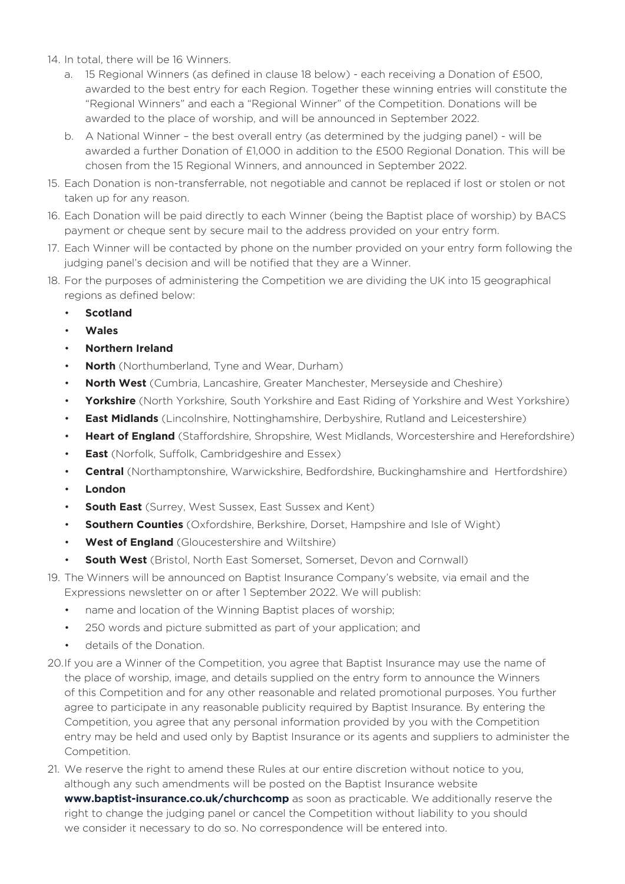14. In total, there will be 16 Winners.
    a. 15 Regional Winners (as defined in clause 18 below) - each receiving a Donation of £500, awarded to the best entry for each Region. Together these winning entries will constitute the "Regional Winners" and each a "Regional Winner" of the Competition. Donations will be awarded to the place of worship, and will be announced in September 2022.
    b. A National Winner – the best overall entry (as determined by the judging panel) - will be awarded a further Donation of £1,000 in addition to the £500 Regional Donation. This will be chosen from the 15 Regional Winners, and announced in September 2022.
15. Each Donation is non-transferrable, not negotiable and cannot be replaced if lost or stolen or not taken up for any reason.
16. Each Donation will be paid directly to each Winner (being the Baptist place of worship) by BACS payment or cheque sent by secure mail to the address provided on your entry form.
17. Each Winner will be contacted by phone on the number provided on your entry form following the judging panel's decision and will be notified that they are a Winner.
18. For the purposes of administering the Competition we are dividing the UK into 15 geographical regions as defined below:
    - **Scotland**
    - **Wales**
    - **Northern Ireland**
    - **North** (Northumberland, Tyne and Wear, Durham)
    - **North West** (Cumbria, Lancashire, Greater Manchester, Merseyside and Cheshire)
    - **Yorkshire** (North Yorkshire, South Yorkshire and East Riding of Yorkshire and West Yorkshire)
    - **East Midlands** (Lincolnshire, Nottinghamshire, Derbyshire, Rutland and Leicestershire)
    - **Heart of England** (Staffordshire, Shropshire, West Midlands, Worcestershire and Herefordshire)
    - **East** (Norfolk, Suffolk, Cambridgeshire and Essex)
    - **Central** (Northamptonshire, Warwickshire, Bedfordshire, Buckinghamshire and Hertfordshire)
    - **London**
    - **South East** (Surrey, West Sussex, East Sussex and Kent)
    - **Southern Counties** (Oxfordshire, Berkshire, Dorset, Hampshire and Isle of Wight)
    - **West of England** (Gloucestershire and Wiltshire)
    - **South West** (Bristol, North East Somerset, Somerset, Devon and Cornwall)
19. The Winners will be announced on Baptist Insurance Company's website, via email and the Expressions newsletter on or after 1 September 2022. We will publish:
    - name and location of the Winning Baptist places of worship;
    - 250 words and picture submitted as part of your application; and
    - details of the Donation.
20. If you are a Winner of the Competition, you agree that Baptist Insurance may use the name of the place of worship, image, and details supplied on the entry form to announce the Winners of this Competition and for any other reasonable and related promotional purposes. You further agree to participate in any reasonable publicity required by Baptist Insurance. By entering the Competition, you agree that any personal information provided by you with the Competition entry may be held and used only by Baptist Insurance or its agents and suppliers to administer the Competition.
21. We reserve the right to amend these Rules at our entire discretion without notice to you, although any such amendments will be posted on the Baptist Insurance website **www.baptist-insurance.co.uk/churchcomp** as soon as practicable. We additionally reserve the right to change the judging panel or cancel the Competition without liability to you should we consider it necessary to do so. No correspondence will be entered into.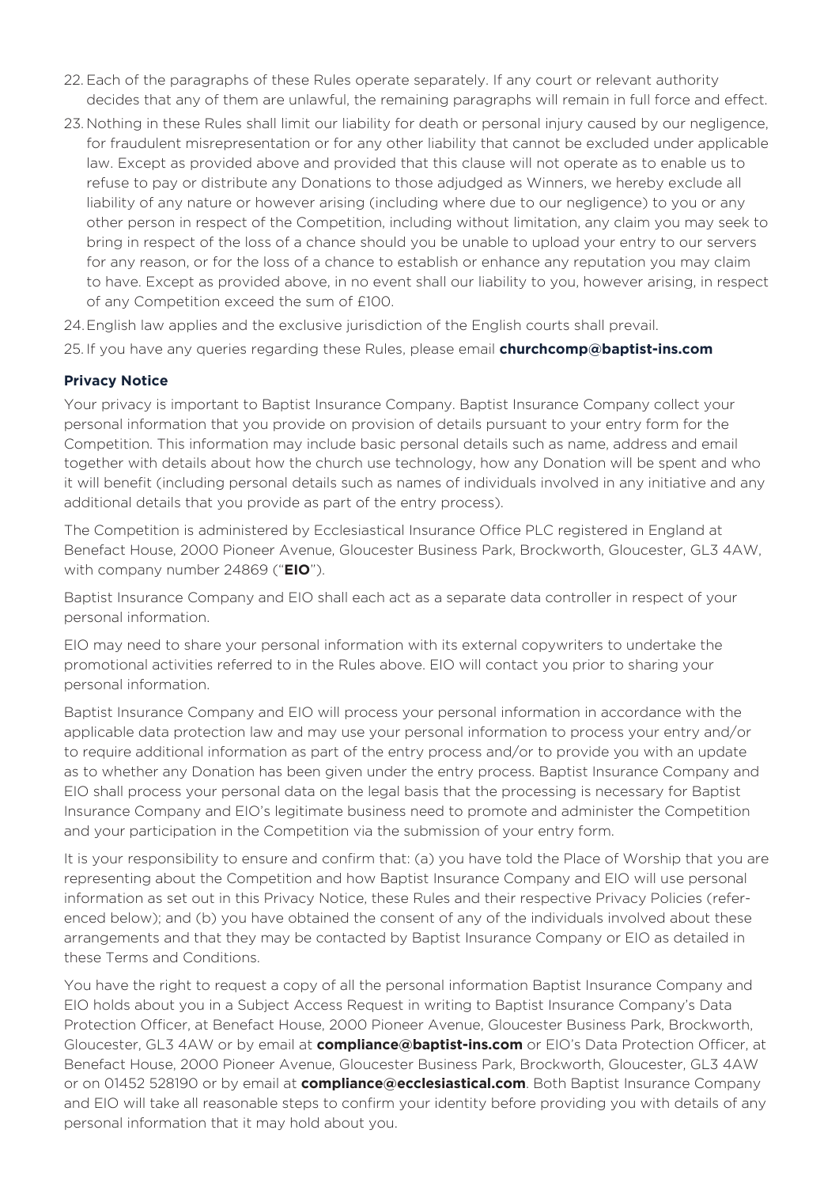22. Each of the paragraphs of these Rules operate separately. If any court or relevant authority decides that any of them are unlawful, the remaining paragraphs will remain in full force and effect.
23. Nothing in these Rules shall limit our liability for death or personal injury caused by our negligence, for fraudulent misrepresentation or for any other liability that cannot be excluded under applicable law. Except as provided above and provided that this clause will not operate as to enable us to refuse to pay or distribute any Donations to those adjudged as Winners, we hereby exclude all liability of any nature or however arising (including where due to our negligence) to you or any other person in respect of the Competition, including without limitation, any claim you may seek to bring in respect of the loss of a chance should you be unable to upload your entry to our servers for any reason, or for the loss of a chance to establish or enhance any reputation you may claim to have. Except as provided above, in no event shall our liability to you, however arising, in respect of any Competition exceed the sum of £100.
24. English law applies and the exclusive jurisdiction of the English courts shall prevail.
25. If you have any queries regarding these Rules, please email **churchcomp@baptist-ins.com**

**Privacy Notice**

Your privacy is important to Baptist Insurance Company. Baptist Insurance Company collect your personal information that you provide on provision of details pursuant to your entry form for the Competition. This information may include basic personal details such as name, address and email together with details about how the church use technology, how any Donation will be spent and who it will benefit (including personal details such as names of individuals involved in any initiative and any additional details that you provide as part of the entry process).

The Competition is administered by Ecclesiastical Insurance Office PLC registered in England at Benefact House, 2000 Pioneer Avenue, Gloucester Business Park, Brockworth, Gloucester, GL3 4AW, with company number 24869 ("**EIO**").

Baptist Insurance Company and EIO shall each act as a separate data controller in respect of your personal information.

EIO may need to share your personal information with its external copywriters to undertake the promotional activities referred to in the Rules above. EIO will contact you prior to sharing your personal information.

Baptist Insurance Company and EIO will process your personal information in accordance with the applicable data protection law and may use your personal information to process your entry and/or to require additional information as part of the entry process and/or to provide you with an update as to whether any Donation has been given under the entry process. Baptist Insurance Company and EIO shall process your personal data on the legal basis that the processing is necessary for Baptist Insurance Company and EIO's legitimate business need to promote and administer the Competition and your participation in the Competition via the submission of your entry form.

It is your responsibility to ensure and confirm that: (a) you have told the Place of Worship that you are representing about the Competition and how Baptist Insurance Company and EIO will use personal information as set out in this Privacy Notice, these Rules and their respective Privacy Policies (referenced below); and (b) you have obtained the consent of any of the individuals involved about these arrangements and that they may be contacted by Baptist Insurance Company or EIO as detailed in these Terms and Conditions.

You have the right to request a copy of all the personal information Baptist Insurance Company and EIO holds about you in a Subject Access Request in writing to Baptist Insurance Company's Data Protection Officer, at Benefact House, 2000 Pioneer Avenue, Gloucester Business Park, Brockworth, Gloucester, GL3 4AW or by email at **compliance@baptist-ins.com** or EIO's Data Protection Officer, at Benefact House, 2000 Pioneer Avenue, Gloucester Business Park, Brockworth, Gloucester, GL3 4AW or on 01452 528190 or by email at **compliance@ecclesiastical.com**. Both Baptist Insurance Company and EIO will take all reasonable steps to confirm your identity before providing you with details of any personal information that it may hold about you.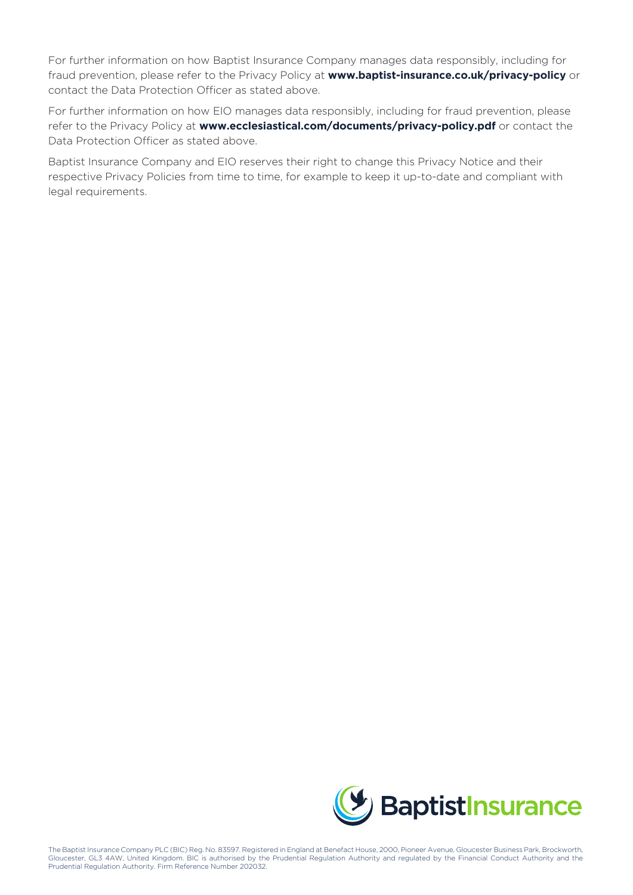For further information on how Baptist Insurance Company manages data responsibly, including for fraud prevention, please refer to the Privacy Policy at **www.baptist-insurance.co.uk/privacy-policy** or contact the Data Protection Officer as stated above.

For further information on how EIO manages data responsibly, including for fraud prevention, please refer to the Privacy Policy at **www.ecclesiastical.com/documents/privacy-policy.pdf** or contact the Data Protection Officer as stated above.

Baptist Insurance Company and EIO reserves their right to change this Privacy Notice and their respective Privacy Policies from time to time, for example to keep it up-to-date and compliant with legal requirements.

BaptistInsurance

The Baptist Insurance Company PLC (BIC) Reg. No. 83597. Registered in England at Benefact House, 2000, Pioneer Avenue, Gloucester Business Park, Brockworth, Gloucester, GL3 4AW, United Kingdom. BIC is authorised by the Prudential Regulation Authority and regulated by the Financial Conduct Authority and the Prudential Regulation Authority. Firm Reference Number 202032.